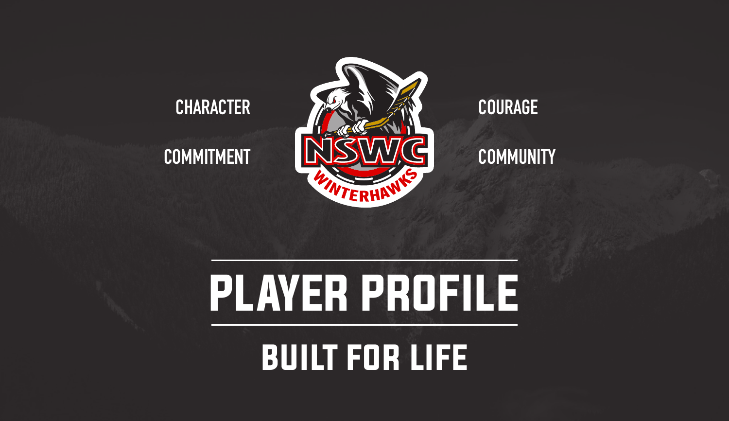CHARACTER

COMMITMENT

COURAGE

COMMUNITY

NSWC WINTERHAWKS

# PLAYER PROFILE

## BUILT FOR LIFE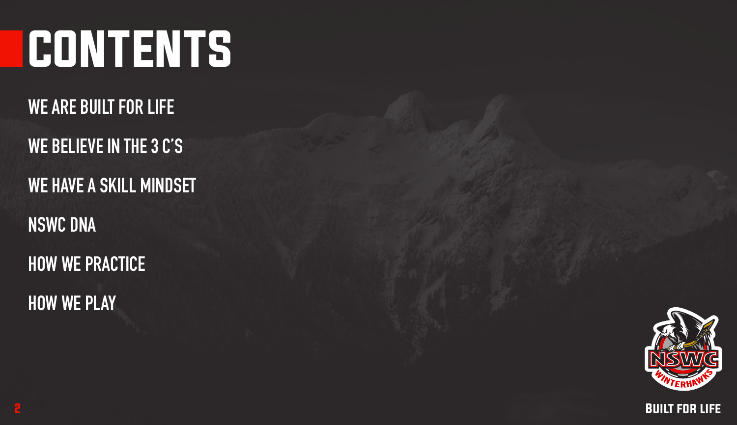# CONTENTS

WE ARE BUILT FOR LIFE

WE BELIEVE IN THE 3 C'S

WE HAVE A SKILL MINDSET

NSWC DNA

HOW WE PRACTICE

HOW WE PLAY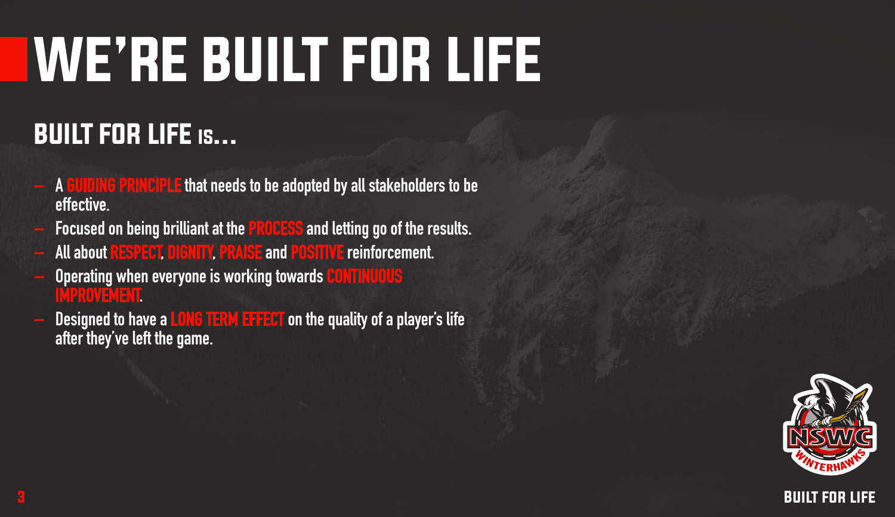# WE'RE BUILT FOR LIFE

## BUILT FOR LIFE IS...

- A **GUIDING PRINCIPLE** that needs to be adopted by all stakeholders to be effective.
- Focused on being brilliant at the **PROCESS** and letting go of the results.
- All about **RESPECT**, **DIGNITY**, **PRAISE** and **POSITIVE** reinforcement.
- Operating when everyone is working towards **CONTINUOUS IMPROVEMENT**.
- Designed to have a **LONG TERM EFFECT** on the quality of a player's life after they've left the game.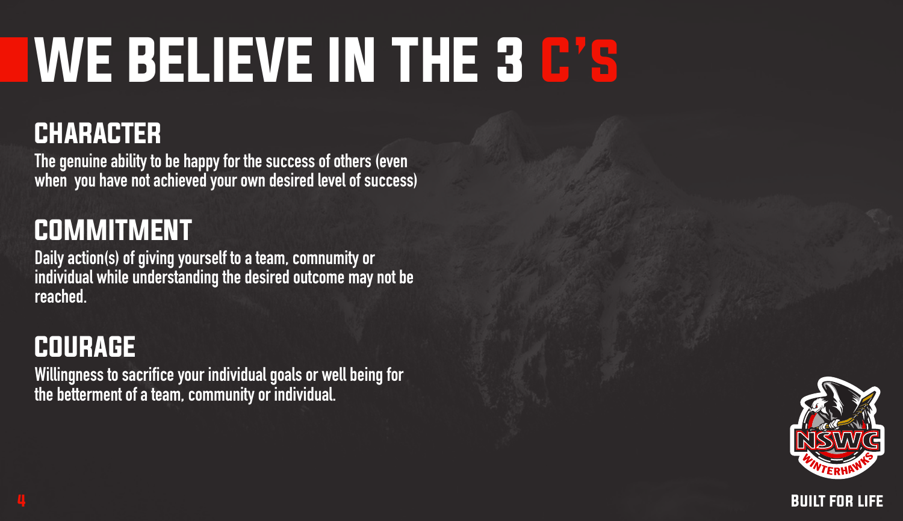# WE BELIEVE IN THE 3 C's

## CHARACTER

The genuine ability to be happy for the success of others (even when you have not achieved your own desired level of success)

## COMMITMENT

Daily action(s) of giving yourself to a team, comnumity or individual while understanding the desired outcome may not be reached.

## COURAGE

Willingness to sacrifice your individual goals or well being for the betterment of a team, community or individual.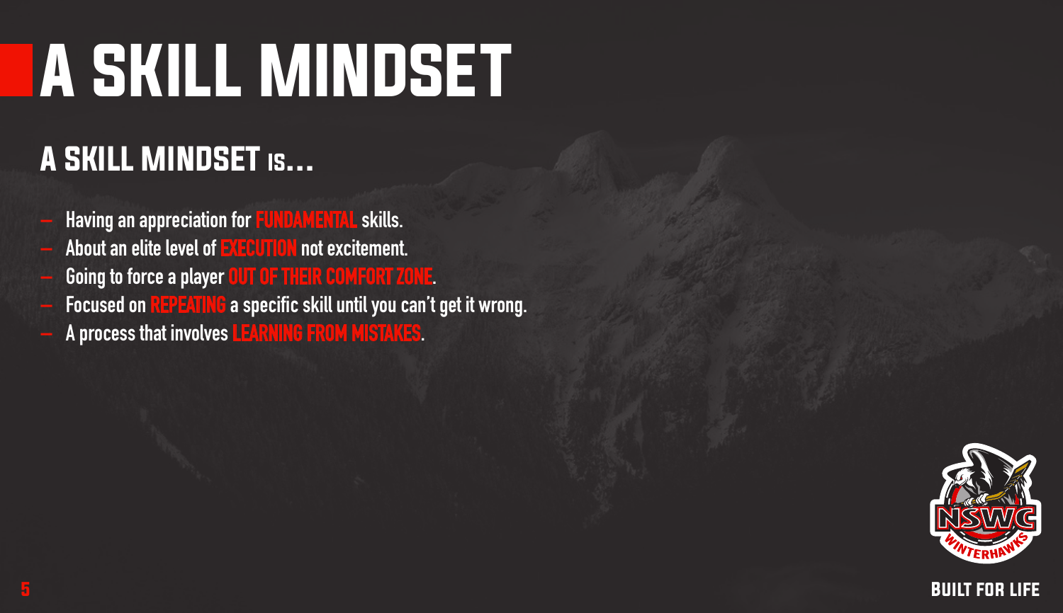# A SKILL MINDSET

## A SKILL MINDSET IS...

- Having an appreciation for FUNDAMENTAL skills.
- About an elite level of EXECUTION not excitement.
- Going to force a player OUT OF THEIR COMFORT ZONE.
- Focused on REPEATING a specific skill until you can't get it wrong.
- A process that involves LEARNING FROM MISTAKES.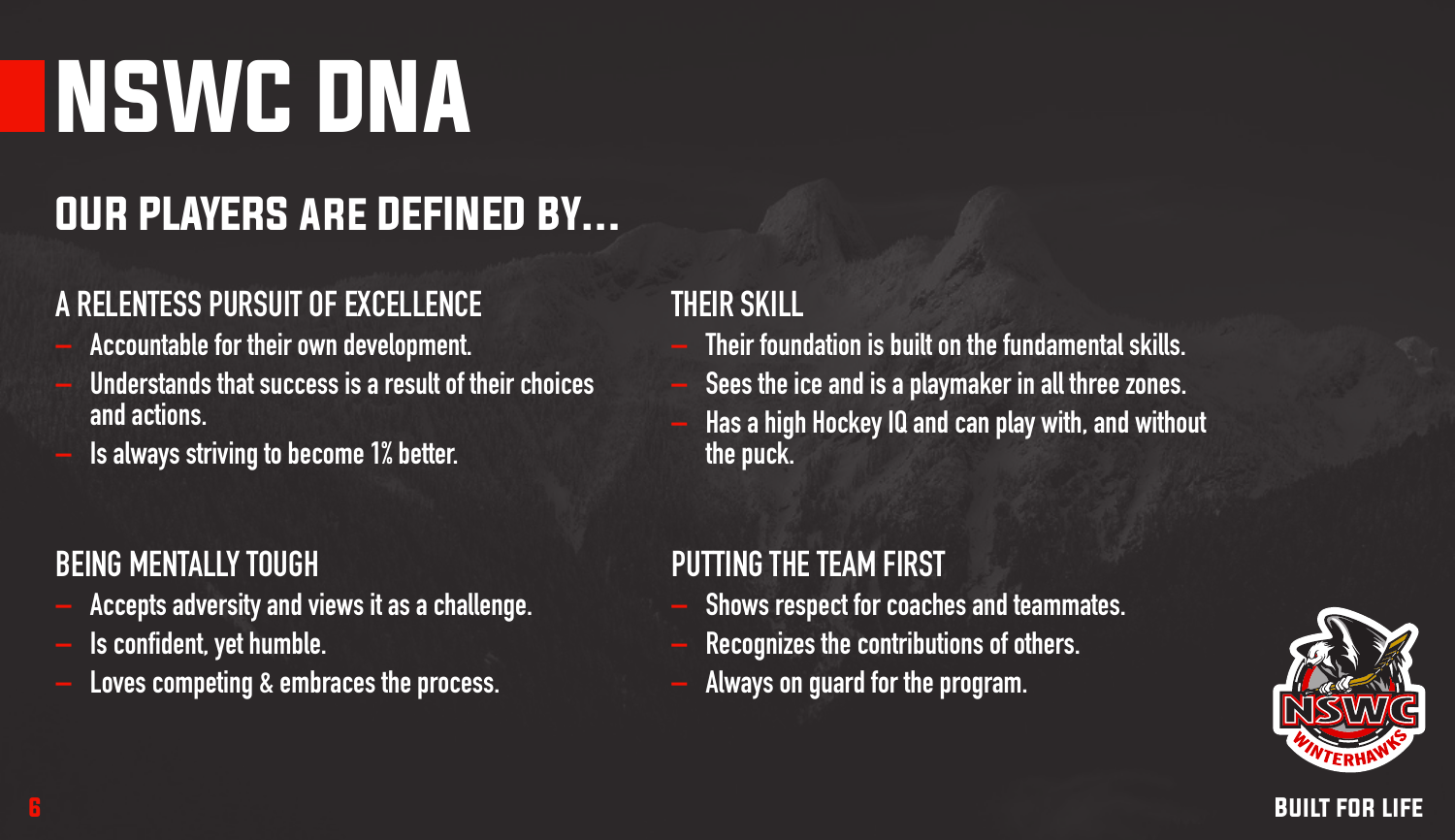# NSWC DNA

## OUR PLAYERS ARE DEFINED BY...

### A RELENTESS PURSUIT OF EXCELLENCE

- Accountable for their own development.
- Understands that success is a result of their choices and actions.
- Is always striving to become 1% better.

### BEING MENTALLY TOUGH

- Accepts adversity and views it as a challenge.
- Is confident, yet humble.
- Loves competing & embraces the process.

### THEIR SKILL

- Their foundation is built on the fundamental skills.
- Sees the ice and is a playmaker in all three zones.
- Has a high Hockey IQ and can play with, and without the puck.

### PUTTING THE TEAM FIRST

- Shows respect for coaches and teammates.
- Recognizes the contributions of others.
- Always on guard for the program.

BUILT FOR LIFE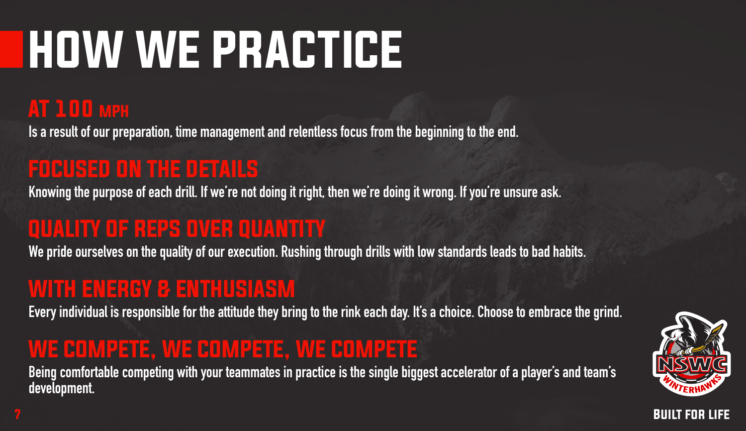# HOW WE PRACTICE

## AT 100 MPH

Is a result of our preparation, time management and relentless focus from the beginning to the end.

## FOCUSED ON THE DETAILS

Knowing the purpose of each drill. If we're not doing it right, then we're doing it wrong. If you're unsure ask.

## QUALITY OF REPS OVER QUANTITY

We pride ourselves on the quality of our execution. Rushing through drills with low standards leads to bad habits.

## WITH ENERGY & ENTHUSIASM

Every individual is responsible for the attitude they bring to the rink each day. It's a choice. Choose to embrace the grind.

## WE COMPETE, WE COMPETE, WE COMPETE

Being comfortable competing with your teammates in practice is the single biggest accelerator of a player's and team's development.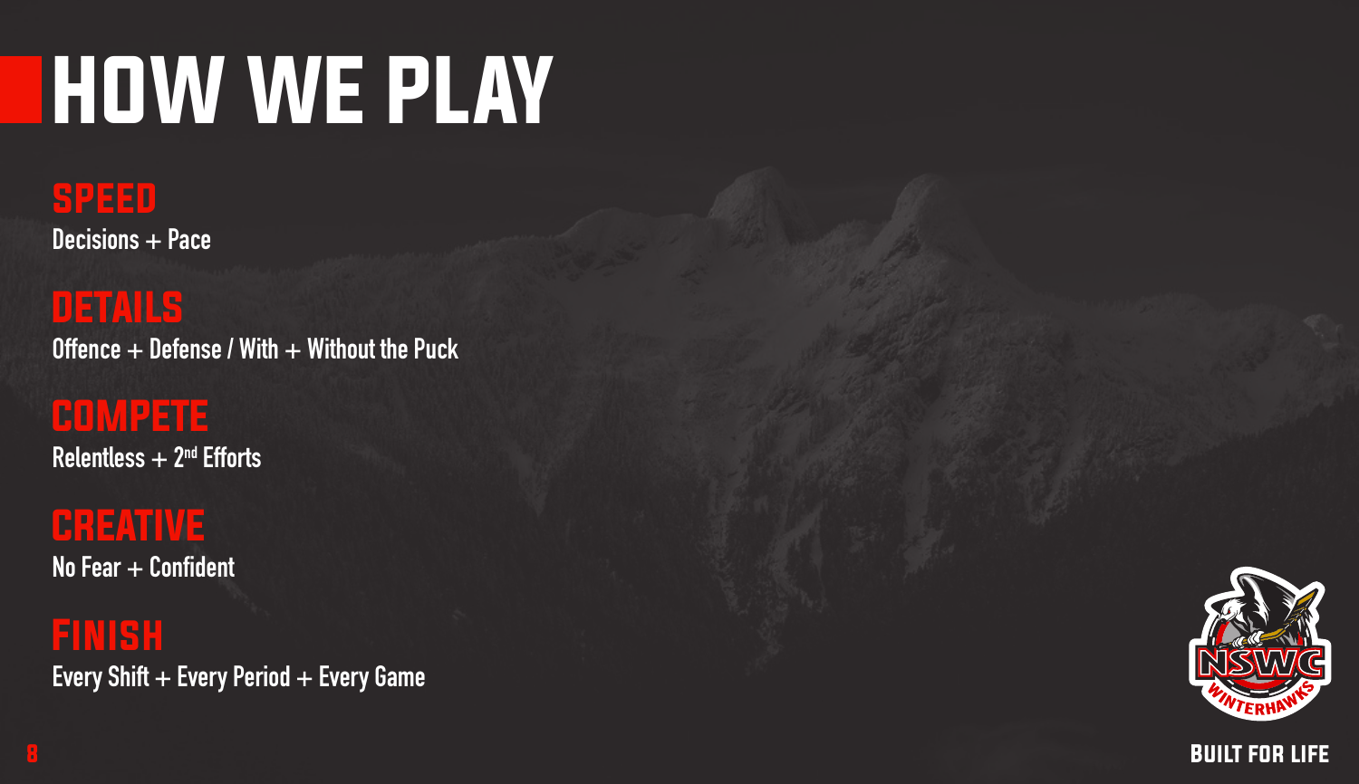# HOW WE PLAY

## SPEED
Decisions + Pace

## DETAILS
Offence + Defense / With + Without the Puck

## COMPETE
Relentless + 2nd Efforts

## CREATIVE
No Fear + Confident

## FINISH
Every Shift + Every Period + Every Game

BUILT FOR LIFE